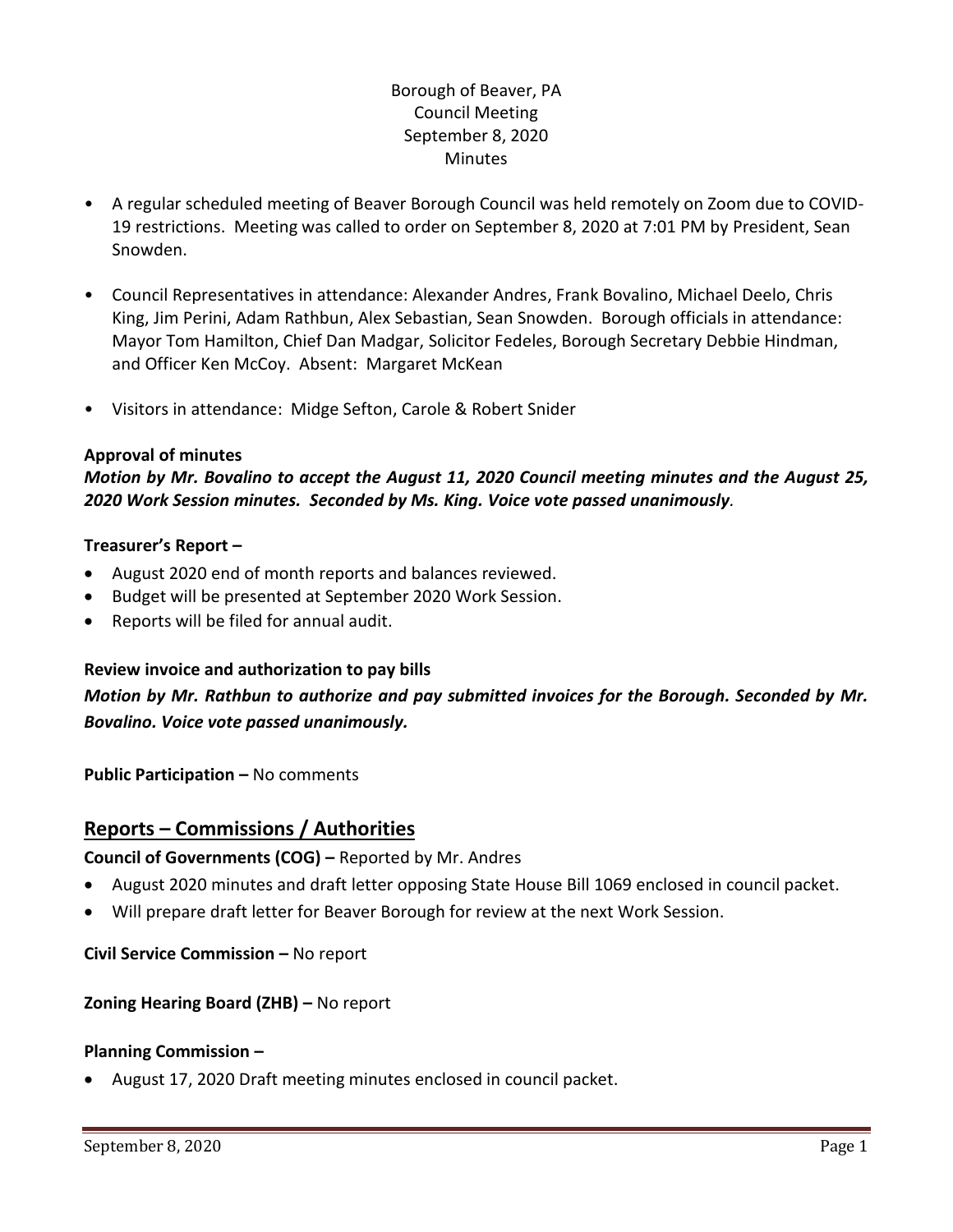Borough of Beaver, PA
Council Meeting
September 8, 2020
Minutes

- A regular scheduled meeting of Beaver Borough Council was held remotely on Zoom due to COVID-19 restrictions. Meeting was called to order on September 8, 2020 at 7:01 PM by President, Sean Snowden.
- Council Representatives in attendance: Alexander Andres, Frank Bovalino, Michael Deelo, Chris King, Jim Perini, Adam Rathbun, Alex Sebastian, Sean Snowden. Borough officials in attendance: Mayor Tom Hamilton, Chief Dan Madgar, Solicitor Fedeles, Borough Secretary Debbie Hindman, and Officer Ken McCoy. Absent: Margaret McKean
- Visitors in attendance: Midge Sefton, Carole & Robert Snider

**Approval of minutes**

***Motion by Mr. Bovalino to accept the August 11, 2020 Council meeting minutes and the August 25, 2020 Work Session minutes. Seconded by Ms. King. Voice vote passed unanimously.***

**Treasurer's Report –**

- August 2020 end of month reports and balances reviewed.
- Budget will be presented at September 2020 Work Session.
- Reports will be filed for annual audit.

**Review invoice and authorization to pay bills**

***Motion by Mr. Rathbun to authorize and pay submitted invoices for the Borough. Seconded by Mr. Bovalino. Voice vote passed unanimously.***

**Public Participation –** No comments

## Reports – Commissions / Authorities

**Council of Governments (COG) –** Reported by Mr. Andres

- August 2020 minutes and draft letter opposing State House Bill 1069 enclosed in council packet.
- Will prepare draft letter for Beaver Borough for review at the next Work Session.

**Civil Service Commission –** No report

**Zoning Hearing Board (ZHB) –** No report

**Planning Commission –**

- August 17, 2020 Draft meeting minutes enclosed in council packet.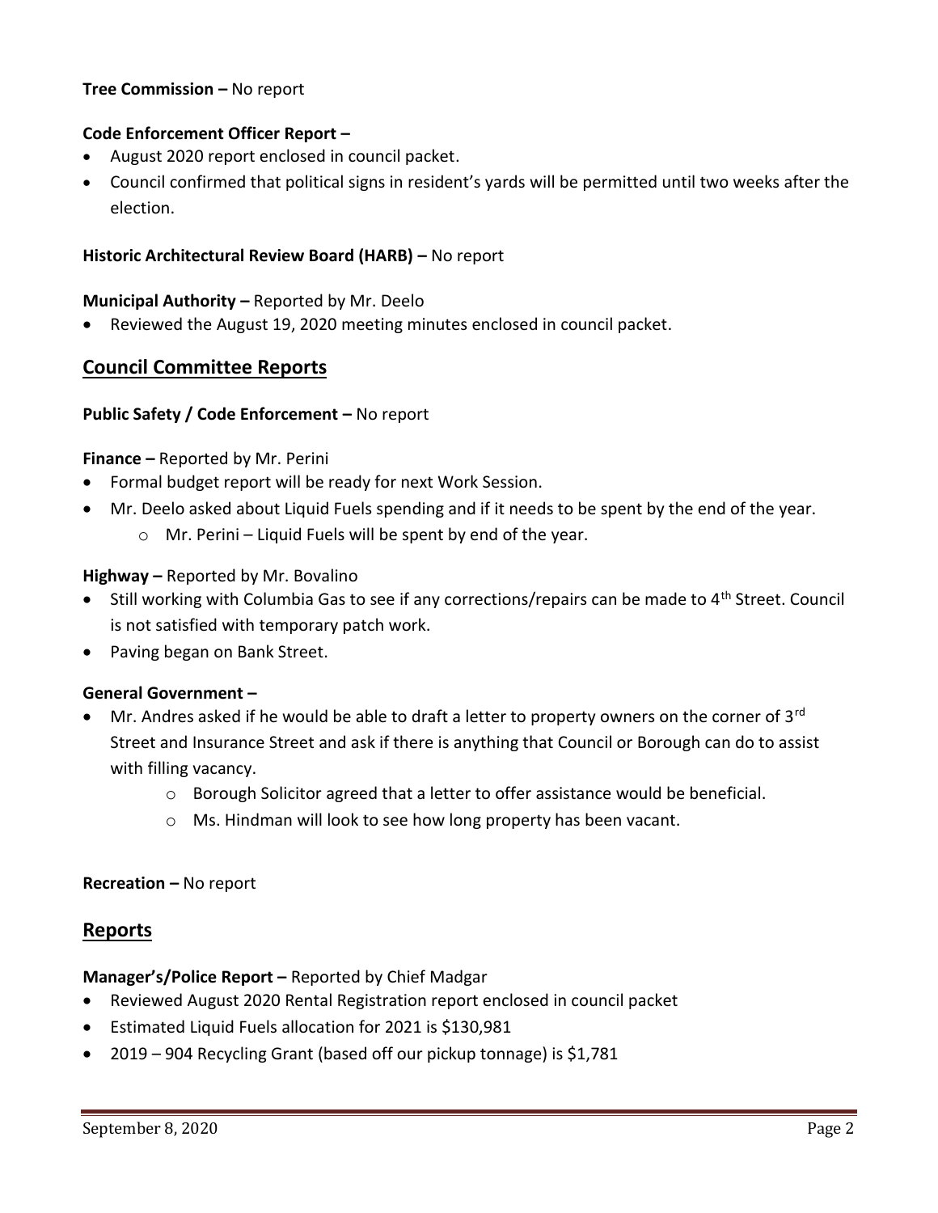**Tree Commission –** No report

**Code Enforcement Officer Report –**

- August 2020 report enclosed in council packet.
- Council confirmed that political signs in resident's yards will be permitted until two weeks after the election.

**Historic Architectural Review Board (HARB) –** No report

**Municipal Authority –** Reported by Mr. Deelo

- Reviewed the August 19, 2020 meeting minutes enclosed in council packet.

## Council Committee Reports

**Public Safety / Code Enforcement –** No report

**Finance –** Reported by Mr. Perini

- Formal budget report will be ready for next Work Session.
- Mr. Deelo asked about Liquid Fuels spending and if it needs to be spent by the end of the year.
    - Mr. Perini – Liquid Fuels will be spent by end of the year.

**Highway –** Reported by Mr. Bovalino

- Still working with Columbia Gas to see if any corrections/repairs can be made to 4th Street. Council is not satisfied with temporary patch work.
- Paving began on Bank Street.

**General Government –**

- Mr. Andres asked if he would be able to draft a letter to property owners on the corner of 3rd Street and Insurance Street and ask if there is anything that Council or Borough can do to assist with filling vacancy.
    - Borough Solicitor agreed that a letter to offer assistance would be beneficial.
    - Ms. Hindman will look to see how long property has been vacant.

**Recreation –** No report

## Reports

**Manager's/Police Report –** Reported by Chief Madgar

- Reviewed August 2020 Rental Registration report enclosed in council packet
- Estimated Liquid Fuels allocation for 2021 is $130,981
- 2019 – 904 Recycling Grant (based off our pickup tonnage) is $1,781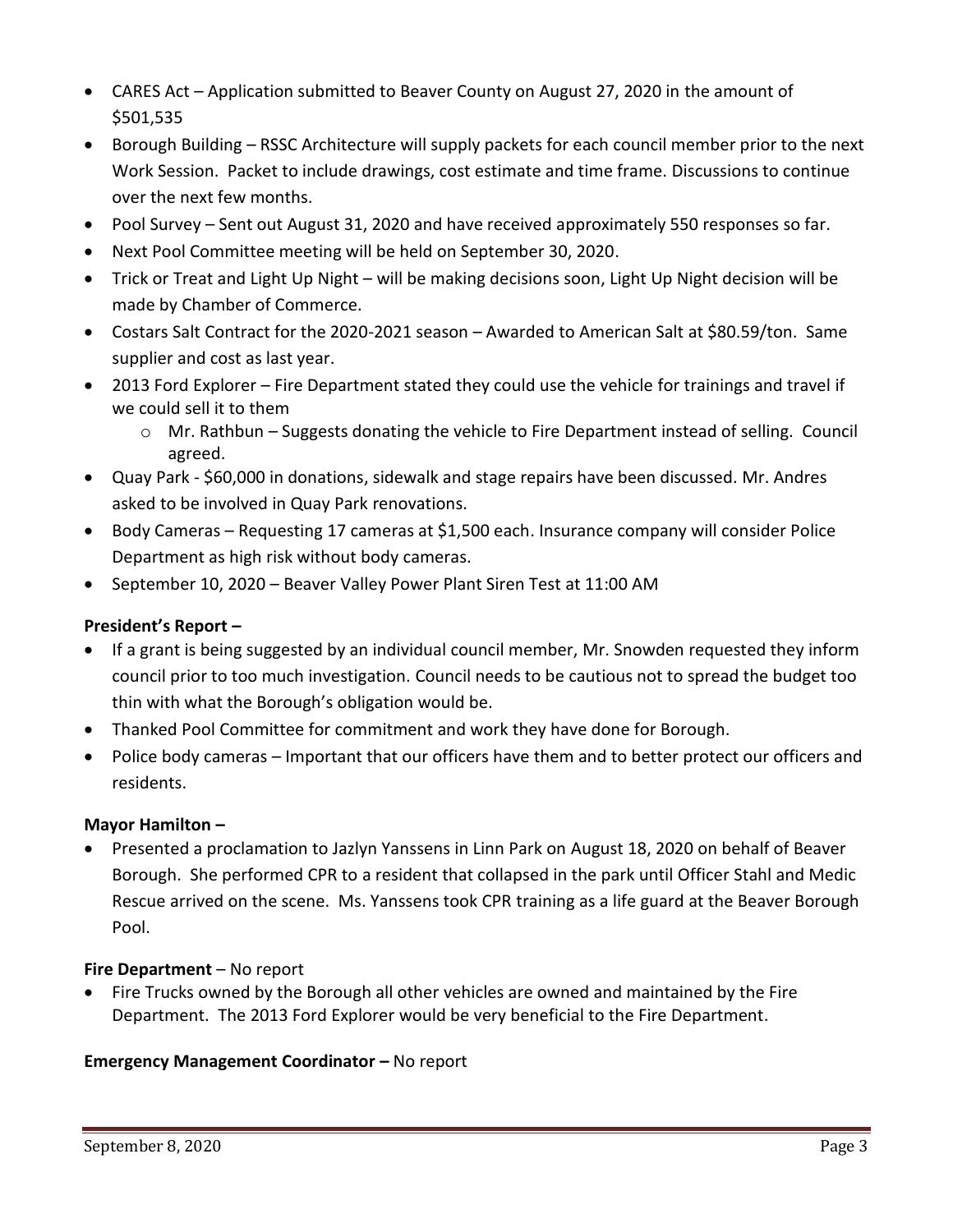- CARES Act – Application submitted to Beaver County on August 27, 2020 in the amount of $501,535
- Borough Building – RSSC Architecture will supply packets for each council member prior to the next Work Session. Packet to include drawings, cost estimate and time frame. Discussions to continue over the next few months.
- Pool Survey – Sent out August 31, 2020 and have received approximately 550 responses so far.
- Next Pool Committee meeting will be held on September 30, 2020.
- Trick or Treat and Light Up Night – will be making decisions soon, Light Up Night decision will be made by Chamber of Commerce.
- Costars Salt Contract for the 2020-2021 season – Awarded to American Salt at $80.59/ton. Same supplier and cost as last year.
- 2013 Ford Explorer – Fire Department stated they could use the vehicle for trainings and travel if we could sell it to them
  - Mr. Rathbun – Suggests donating the vehicle to Fire Department instead of selling. Council agreed.
- Quay Park - $60,000 in donations, sidewalk and stage repairs have been discussed. Mr. Andres asked to be involved in Quay Park renovations.
- Body Cameras – Requesting 17 cameras at $1,500 each. Insurance company will consider Police Department as high risk without body cameras.
- September 10, 2020 – Beaver Valley Power Plant Siren Test at 11:00 AM

**President's Report –**

- If a grant is being suggested by an individual council member, Mr. Snowden requested they inform council prior to too much investigation. Council needs to be cautious not to spread the budget too thin with what the Borough's obligation would be.
- Thanked Pool Committee for commitment and work they have done for Borough.
- Police body cameras – Important that our officers have them and to better protect our officers and residents.

**Mayor Hamilton –**

- Presented a proclamation to Jazlyn Yanssens in Linn Park on August 18, 2020 on behalf of Beaver Borough. She performed CPR to a resident that collapsed in the park until Officer Stahl and Medic Rescue arrived on the scene. Ms. Yanssens took CPR training as a life guard at the Beaver Borough Pool.

**Fire Department** – No report

- Fire Trucks owned by the Borough all other vehicles are owned and maintained by the Fire Department. The 2013 Ford Explorer would be very beneficial to the Fire Department.

**Emergency Management Coordinator –** No report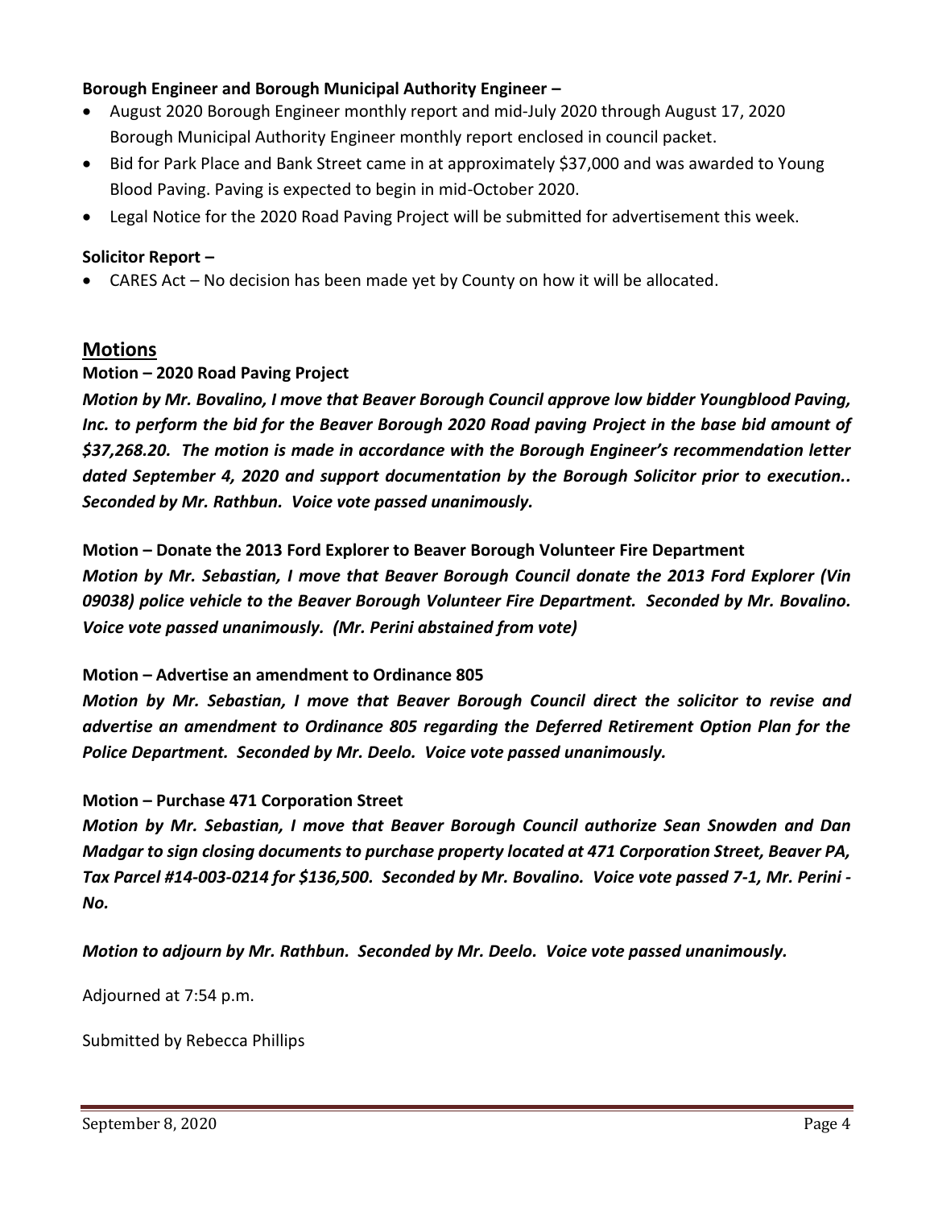**Borough Engineer and Borough Municipal Authority Engineer –**

- August 2020 Borough Engineer monthly report and mid-July 2020 through August 17, 2020 Borough Municipal Authority Engineer monthly report enclosed in council packet.
- Bid for Park Place and Bank Street came in at approximately $37,000 and was awarded to Young Blood Paving. Paving is expected to begin in mid-October 2020.
- Legal Notice for the 2020 Road Paving Project will be submitted for advertisement this week.

**Solicitor Report –**

- CARES Act – No decision has been made yet by County on how it will be allocated.

## Motions

**Motion – 2020 Road Paving Project**

***Motion by Mr. Bovalino, I move that Beaver Borough Council approve low bidder Youngblood Paving, Inc. to perform the bid for the Beaver Borough 2020 Road paving Project in the base bid amount of $37,268.20. The motion is made in accordance with the Borough Engineer's recommendation letter dated September 4, 2020 and support documentation by the Borough Solicitor prior to execution.. Seconded by Mr. Rathbun. Voice vote passed unanimously.***

**Motion – Donate the 2013 Ford Explorer to Beaver Borough Volunteer Fire Department**

***Motion by Mr. Sebastian, I move that Beaver Borough Council donate the 2013 Ford Explorer (Vin 09038) police vehicle to the Beaver Borough Volunteer Fire Department. Seconded by Mr. Bovalino. Voice vote passed unanimously. (Mr. Perini abstained from vote)***

**Motion – Advertise an amendment to Ordinance 805**

***Motion by Mr. Sebastian, I move that Beaver Borough Council direct the solicitor to revise and advertise an amendment to Ordinance 805 regarding the Deferred Retirement Option Plan for the Police Department. Seconded by Mr. Deelo. Voice vote passed unanimously.***

**Motion – Purchase 471 Corporation Street**

***Motion by Mr. Sebastian, I move that Beaver Borough Council authorize Sean Snowden and Dan Madgar to sign closing documents to purchase property located at 471 Corporation Street, Beaver PA, Tax Parcel #14-003-0214 for $136,500. Seconded by Mr. Bovalino. Voice vote passed 7-1, Mr. Perini - No.***

***Motion to adjourn by Mr. Rathbun. Seconded by Mr. Deelo. Voice vote passed unanimously.***

Adjourned at 7:54 p.m.

Submitted by Rebecca Phillips